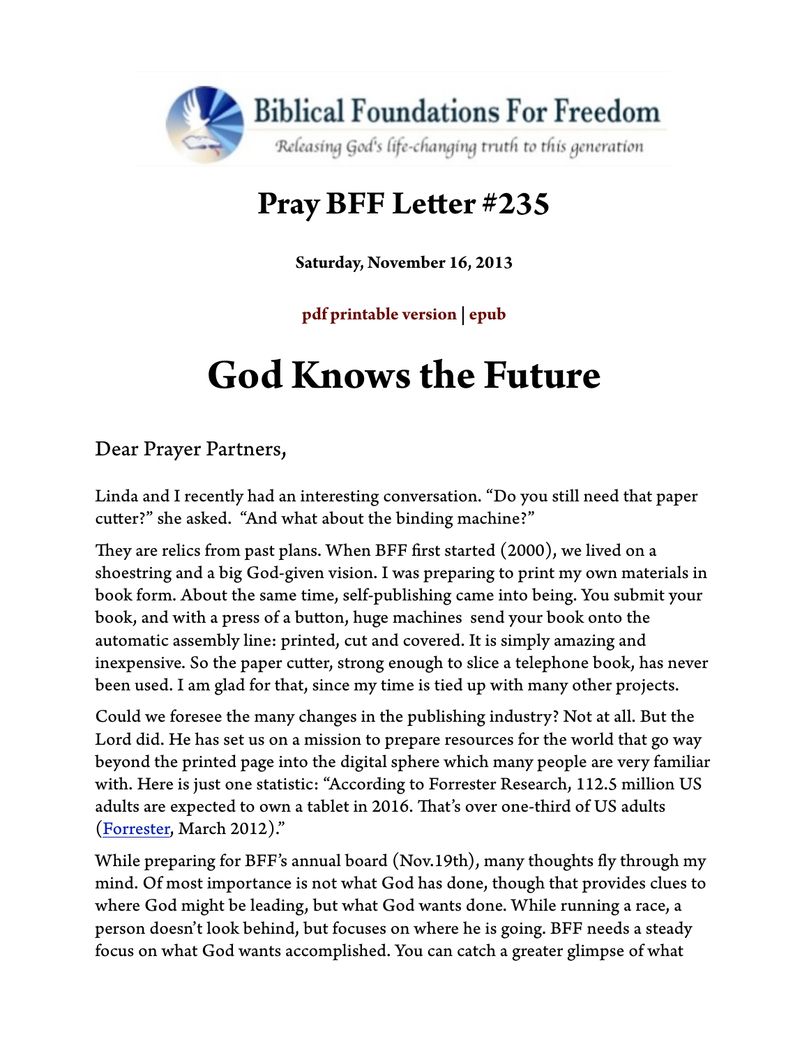Biblical Foundations For Freedom

*Releasing God's life-changing truth to this generation*

# Pray BFF Letter #235

**Saturday, November 16, 2013**

**pdf printable version | epub**

# God Knows the Future

Dear Prayer Partners,

Linda and I recently had an interesting conversation. "Do you still need that paper cutter?" she asked. "And what about the binding machine?"

They are relics from past plans. When BFF first started (2000), we lived on a shoestring and a big God-given vision. I was preparing to print my own materials in book form. About the same time, self-publishing came into being. You submit your book, and with a press of a button, huge machines send your book onto the automatic assembly line: printed, cut and covered. It is simply amazing and inexpensive. So the paper cutter, strong enough to slice a telephone book, has never been used. I am glad for that, since my time is tied up with many other projects.

Could we foresee the many changes in the publishing industry? Not at all. But the Lord did. He has set us on a mission to prepare resources for the world that go way beyond the printed page into the digital sphere which many people are very familiar with. Here is just one statistic: "According to Forrester Research, 112.5 million US adults are expected to own a tablet in 2016. That's over one-third of US adults (Forrester, March 2012)."

While preparing for BFF's annual board (Nov.19th), many thoughts fly through my mind. Of most importance is not what God has done, though that provides clues to where God might be leading, but what God wants done. While running a race, a person doesn't look behind, but focuses on where he is going. BFF needs a steady focus on what God wants accomplished. You can catch a greater glimpse of what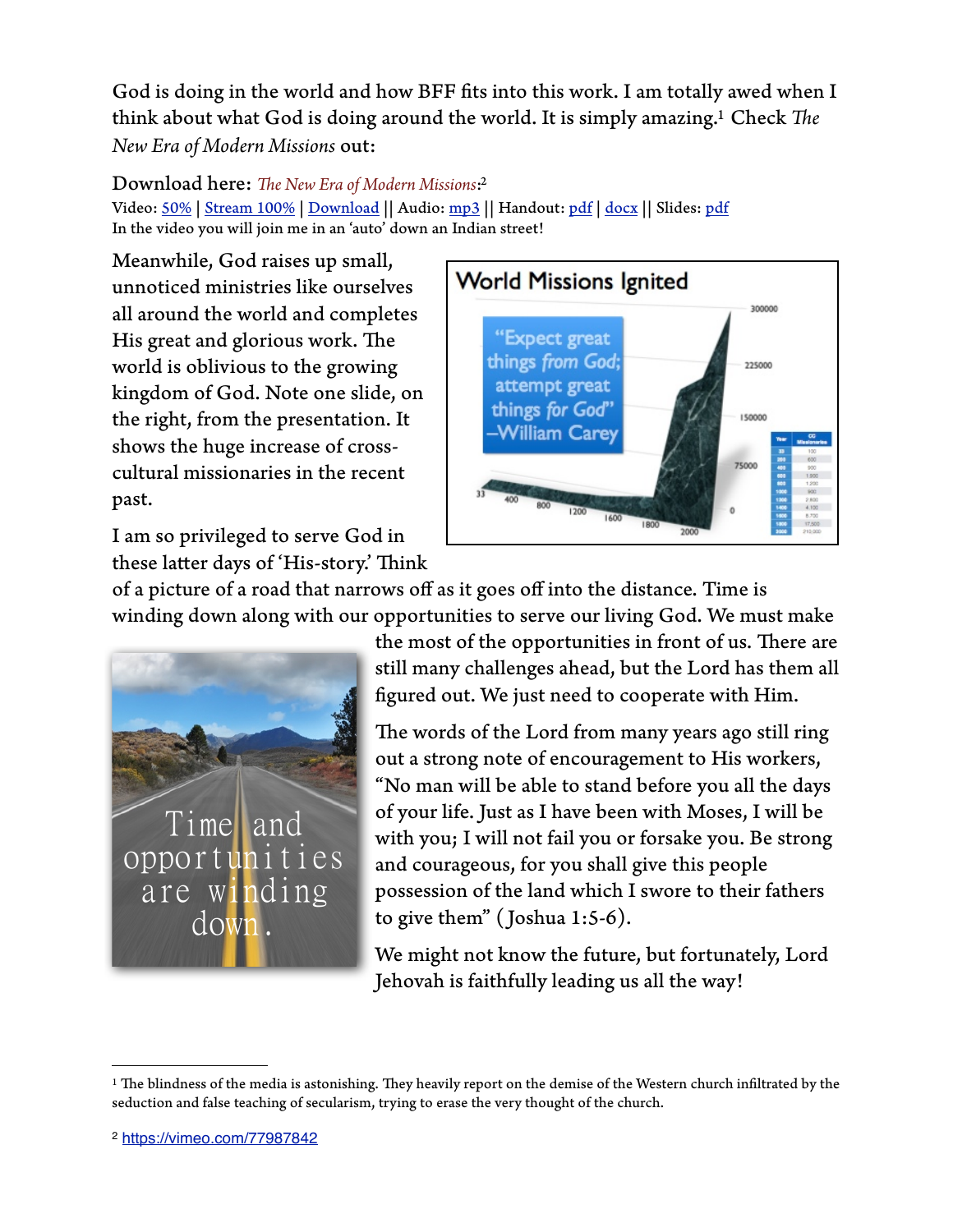God is doing in the world and how BFF fits into this work. I am totally awed when I think about what God is doing around the world. It is simply amazing.[1] Check *The New Era of Modern Missions* out:

Download here: *The New Era of Modern Missions*:[2]
Video: 50% | Stream 100% | Download || Audio: mp3 || Handout: pdf | docx || Slides: pdf
In the video you will join me in an 'auto' down an Indian street!

Meanwhile, God raises up small, unnoticed ministries like ourselves all around the world and completes His great and glorious work. The world is oblivious to the growing kingdom of God. Note one slide, on the right, from the presentation. It shows the huge increase of cross-cultural missionaries in the recent past.

I am so privileged to serve God in these latter days of 'His-story.' Think of a picture of a road that narrows off as it goes off into the distance. Time is winding down along with our opportunities to serve our living God. We must make the most of the opportunities in front of us. There are still many challenges ahead, but the Lord has them all figured out. We just need to cooperate with Him.

The words of the Lord from many years ago still ring out a strong note of encouragement to His workers, "No man will be able to stand before you all the days of your life. Just as I have been with Moses, I will be with you; I will not fail you or forsake you. Be strong and courageous, for you shall give this people possession of the land which I swore to their fathers to give them" (Joshua 1:5-6).

We might not know the future, but fortunately, Lord Jehovah is faithfully leading us all the way!

---

[1] The blindness of the media is astonishing. They heavily report on the demise of the Western church infiltrated by the seduction and false teaching of secularism, trying to erase the very thought of the church.

[2] https://vimeo.com/77987842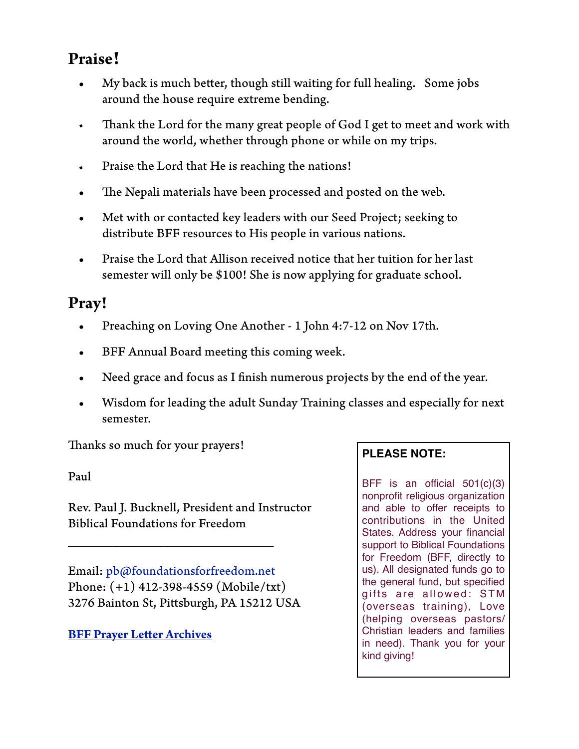## Praise!

- My back is much better, though still waiting for full healing. Some jobs around the house require extreme bending.
- Thank the Lord for the many great people of God I get to meet and work with around the world, whether through phone or while on my trips.
- Praise the Lord that He is reaching the nations!
- The Nepali materials have been processed and posted on the web.
- Met with or contacted key leaders with our Seed Project; seeking to distribute BFF resources to His people in various nations.
- Praise the Lord that Allison received notice that her tuition for her last semester will only be $100! She is now applying for graduate school.

## Pray!

- Preaching on Loving One Another - 1 John 4:7-12 on Nov 17th.
- BFF Annual Board meeting this coming week.
- Need grace and focus as I finish numerous projects by the end of the year.
- Wisdom for leading the adult Sunday Training classes and especially for next semester.

Thanks so much for your prayers!

Paul

Rev. Paul J. Bucknell, President and Instructor
Biblical Foundations for Freedom

---

Email: pb@foundationsforfreedom.net
Phone: (+1) 412-398-4559 (Mobile/txt)
3276 Bainton St, Pittsburgh, PA 15212 USA

**BFF Prayer Letter Archives**

**PLEASE NOTE:**

BFF is an official 501(c)(3) nonprofit religious organization and able to offer receipts to contributions in the United States. Address your financial support to Biblical Foundations for Freedom (BFF, directly to us). All designated funds go to the general fund, but specified gifts are allowed: STM (overseas training), Love (helping overseas pastors/ Christian leaders and families in need). Thank you for your kind giving!